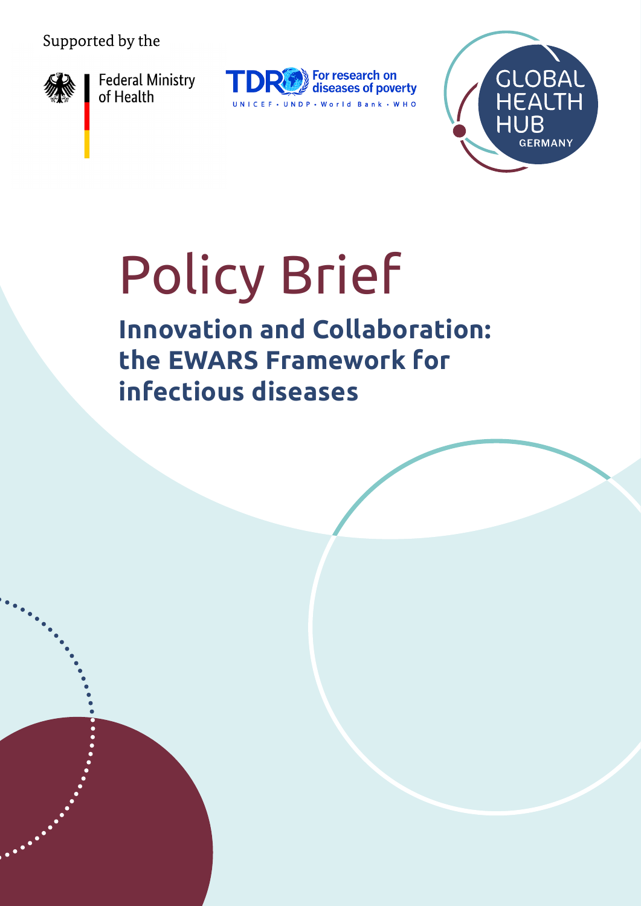Supported by the

Federal Ministry of Health

TDR For research on diseases of poverty
UNICEF • UNDP • World Bank • WHO

GLOBAL HEALTH HUB GERMANY

# Policy Brief

## Innovation and Collaboration: the EWARS Framework for infectious diseases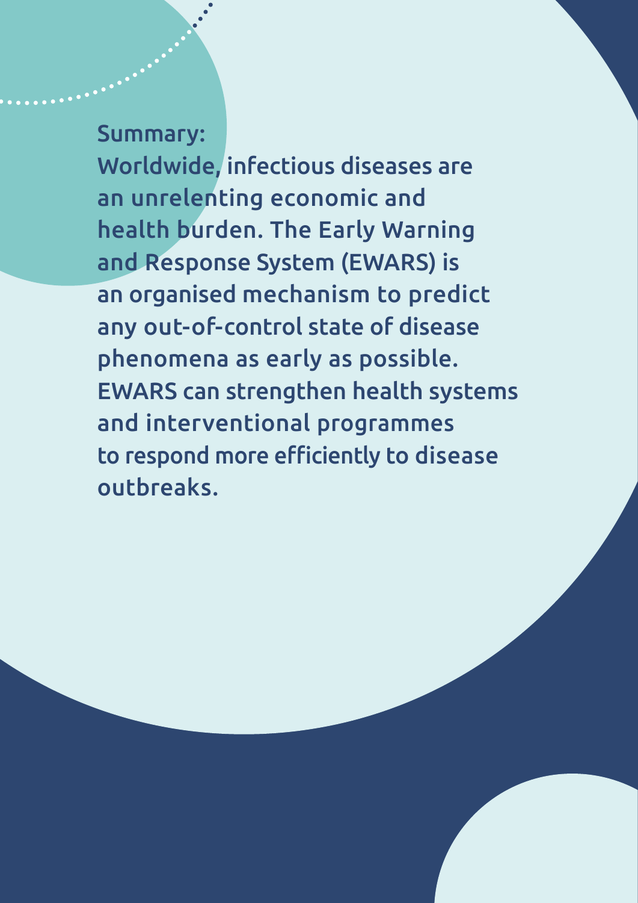Summary:

Worldwide, infectious diseases are an unrelenting economic and health burden. The Early Warning and Response System (EWARS) is an organised mechanism to predict any out-of-control state of disease phenomena as early as possible. EWARS can strengthen health systems and interventional programmes to respond more efficiently to disease outbreaks.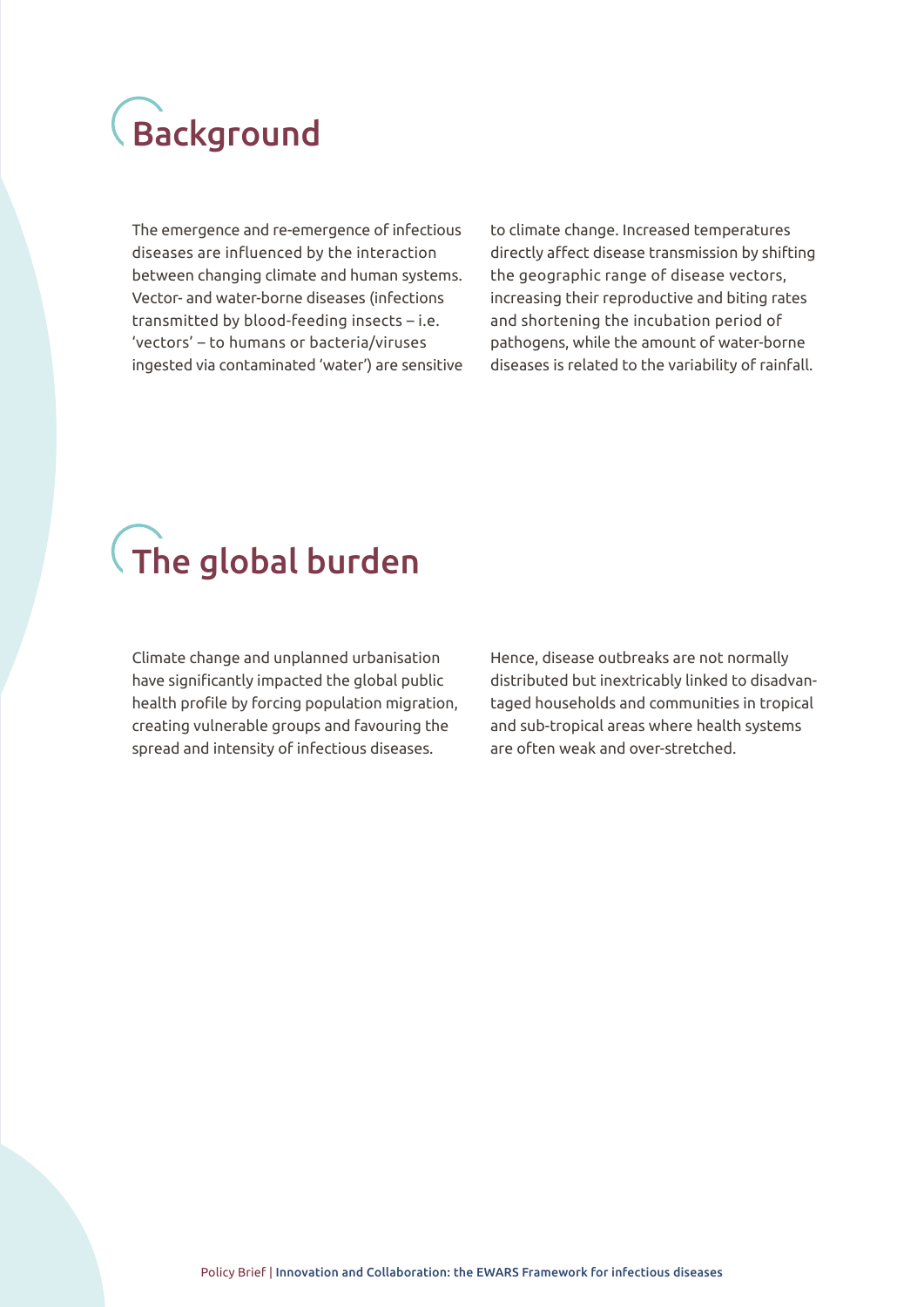# Background

The emergence and re-emergence of infectious diseases are influenced by the interaction between changing climate and human systems. Vector- and water-borne diseases (infections transmitted by blood-feeding insects – i.e. 'vectors' – to humans or bacteria/viruses ingested via contaminated 'water') are sensitive to climate change. Increased temperatures directly affect disease transmission by shifting the geographic range of disease vectors, increasing their reproductive and biting rates and shortening the incubation period of pathogens, while the amount of water-borne diseases is related to the variability of rainfall.

# The global burden

Climate change and unplanned urbanisation have significantly impacted the global public health profile by forcing population migration, creating vulnerable groups and favouring the spread and intensity of infectious diseases.

Hence, disease outbreaks are not normally distributed but inextricably linked to disadvantaged households and communities in tropical and sub-tropical areas where health systems are often weak and over-stretched.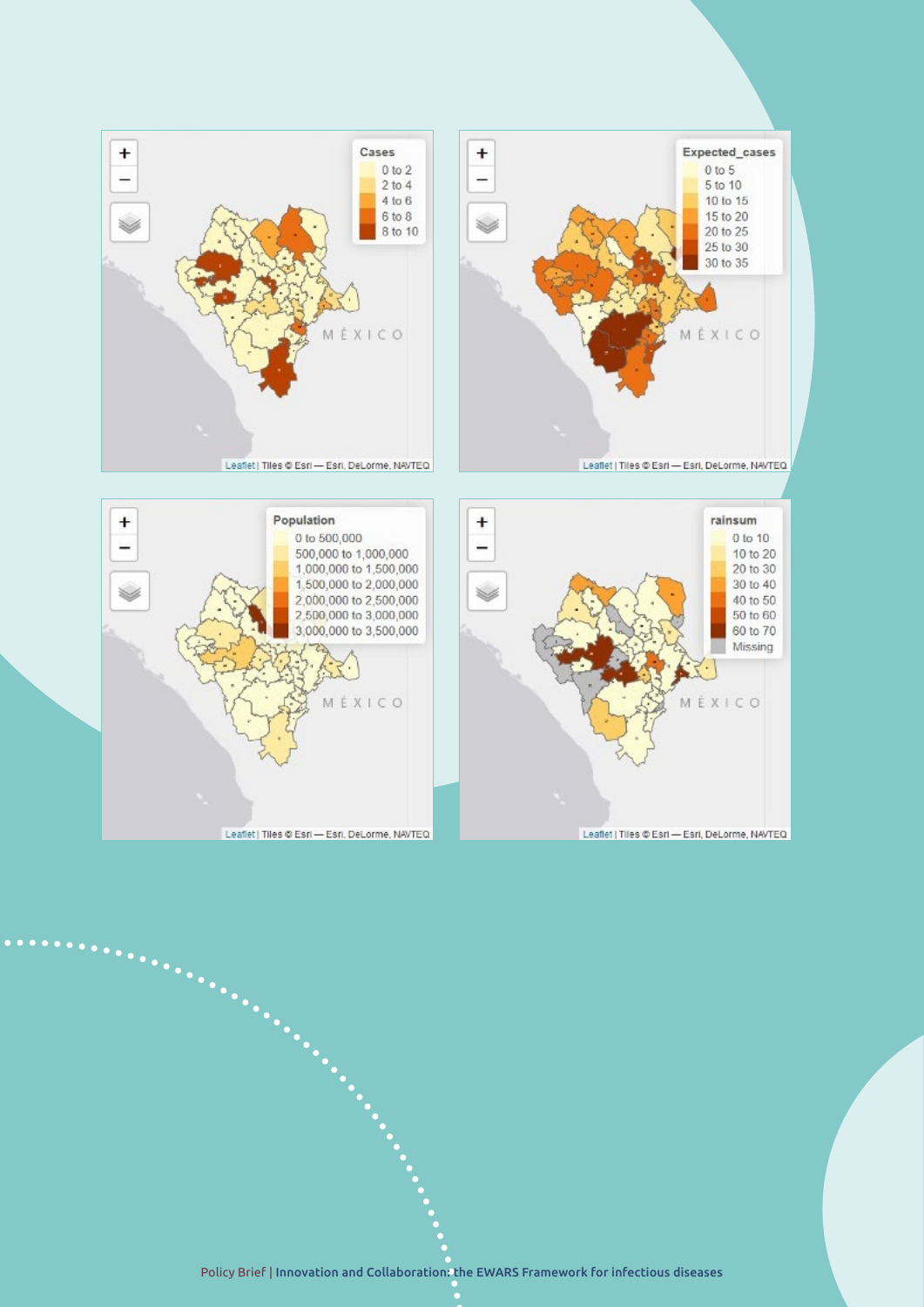**Cases**

- 0 to 2
- 2 to 4
- 4 to 6
- 6 to 8
- 8 to 10

MÉXICO

Leaflet | Tiles © Esri — Esri, DeLorme, NAVTEQ

**Expected_cases**

- 0 to 5
- 5 to 10
- 10 to 15
- 15 to 20
- 20 to 25
- 25 to 30
- 30 to 35

MÉXICO

Leaflet | Tiles © Esri — Esri, DeLorme, NAVTEQ

**Population**

- 0 to 500,000
- 500,000 to 1,000,000
- 1,000,000 to 1,500,000
- 1,500,000 to 2,000,000
- 2,000,000 to 2,500,000
- 2,500,000 to 3,000,000
- 3,000,000 to 3,500,000

MÉXICO

Leaflet | Tiles © Esri — Esri, DeLorme, NAVTEQ

**rainsum**

- 0 to 10
- 10 to 20
- 20 to 30
- 30 to 40
- 40 to 50
- 50 to 60
- 60 to 70
- Missing

MÉXICO

Leaflet | Tiles © Esri — Esri, DeLorme, NAVTEQ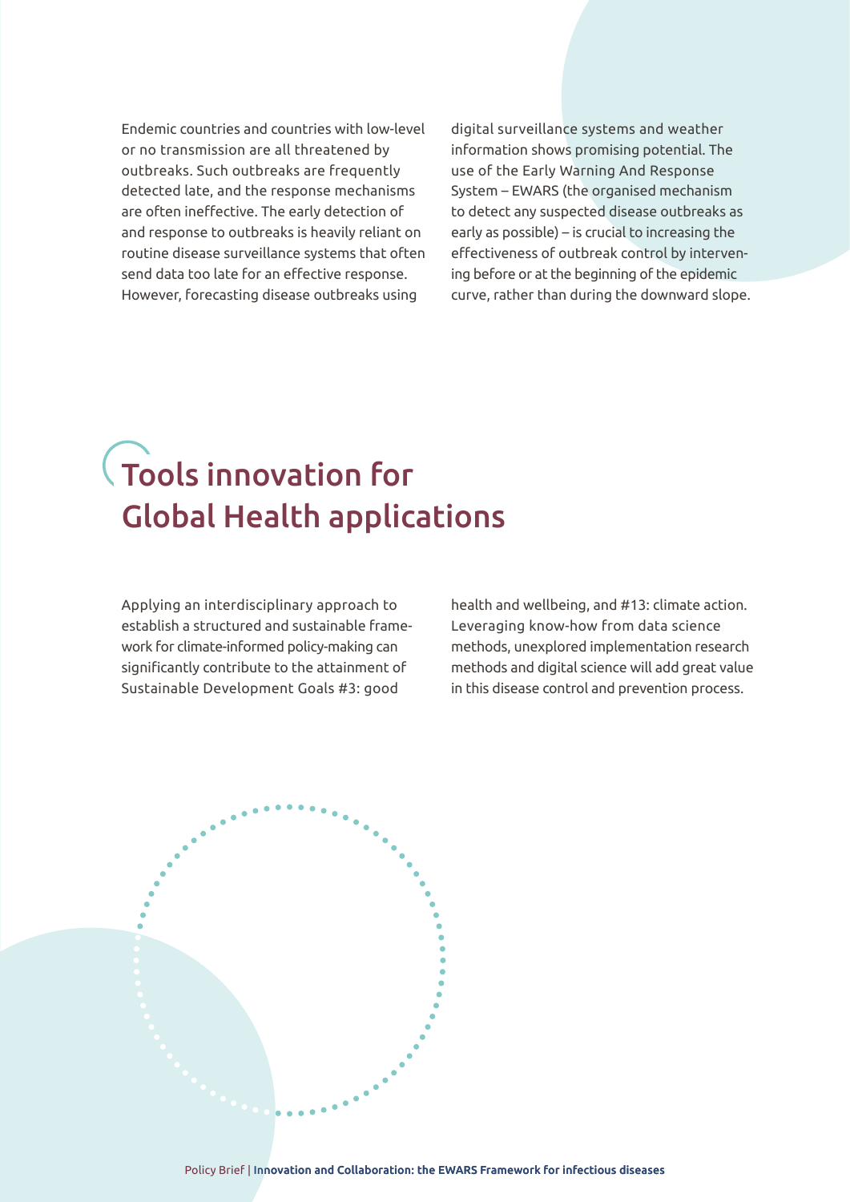Endemic countries and countries with low-level or no transmission are all threatened by outbreaks. Such outbreaks are frequently detected late, and the response mechanisms are often ineffective. The early detection of and response to outbreaks is heavily reliant on routine disease surveillance systems that often send data too late for an effective response. However, forecasting disease outbreaks using digital surveillance systems and weather information shows promising potential. The use of the Early Warning And Response System – EWARS (the organised mechanism to detect any suspected disease outbreaks as early as possible) – is crucial to increasing the effectiveness of outbreak control by intervening before or at the beginning of the epidemic curve, rather than during the downward slope.

# Tools innovation for Global Health applications

Applying an interdisciplinary approach to establish a structured and sustainable framework for climate-informed policy-making can significantly contribute to the attainment of Sustainable Development Goals #3: good health and wellbeing, and #13: climate action. Leveraging know-how from data science methods, unexplored implementation research methods and digital science will add great value in this disease control and prevention process.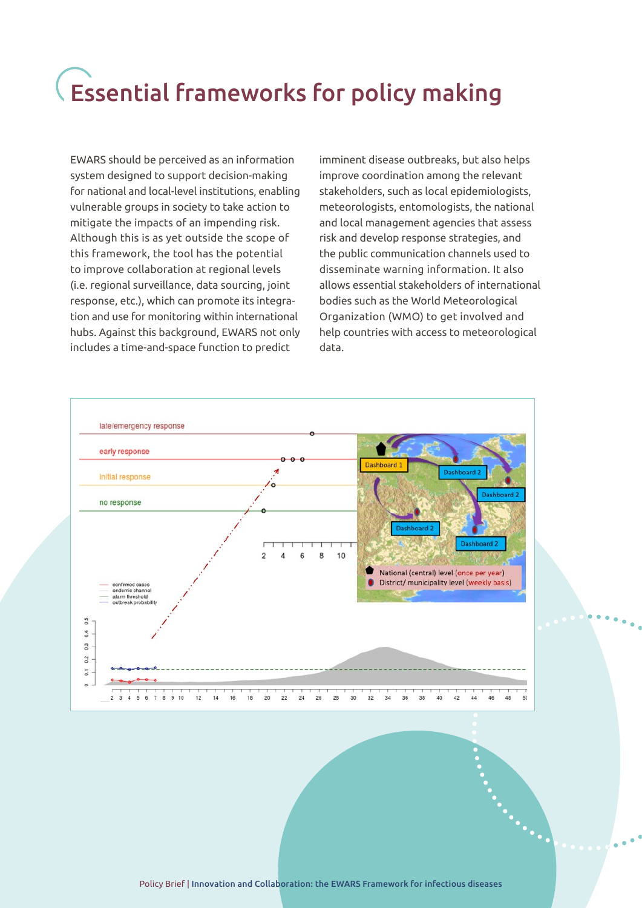# Essential frameworks for policy making

EWARS should be perceived as an information system designed to support decision-making for national and local-level institutions, enabling vulnerable groups in society to take action to mitigate the impacts of an impending risk. Although this is as yet outside the scope of this framework, the tool has the potential to improve collaboration at regional levels (i.e. regional surveillance, data sourcing, joint response, etc.), which can promote its integration and use for monitoring within international hubs. Against this background, EWARS not only includes a time-and-space function to predict imminent disease outbreaks, but also helps improve coordination among the relevant stakeholders, such as local epidemiologists, meteorologists, entomologists, the national and local management agencies that assess risk and develop response strategies, and the public communication channels used to disseminate warning information. It also allows essential stakeholders of international bodies such as the World Meteorological Organization (WMO) to get involved and help countries with access to meteorological data.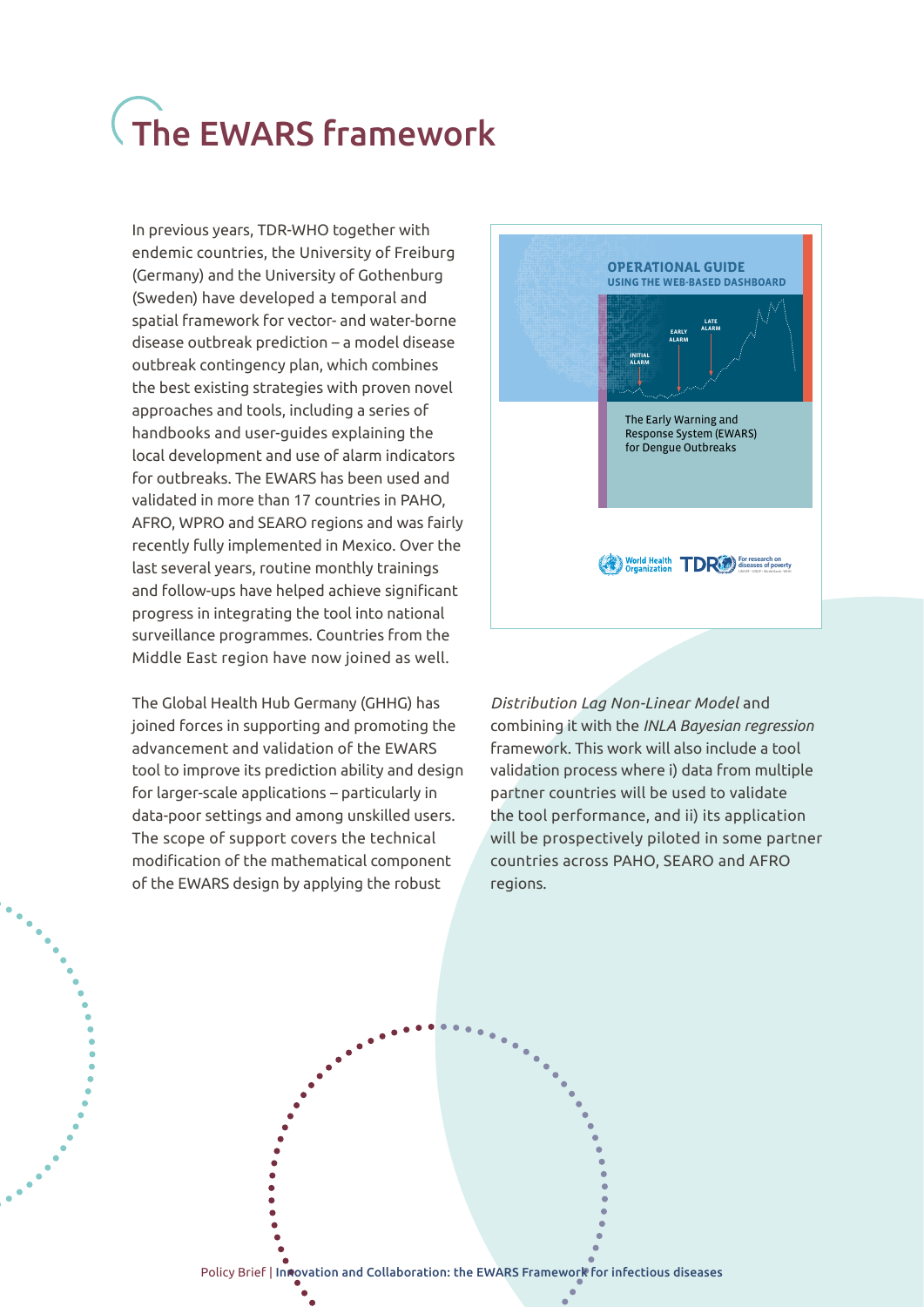# The EWARS framework

In previous years, TDR-WHO together with endemic countries, the University of Freiburg (Germany) and the University of Gothenburg (Sweden) have developed a temporal and spatial framework for vector- and water-borne disease outbreak prediction – a model disease outbreak contingency plan, which combines the best existing strategies with proven novel approaches and tools, including a series of handbooks and user-guides explaining the local development and use of alarm indicators for outbreaks. The EWARS has been used and validated in more than 17 countries in PAHO, AFRO, WPRO and SEARO regions and was fairly recently fully implemented in Mexico. Over the last several years, routine monthly trainings and follow-ups have helped achieve significant progress in integrating the tool into national surveillance programmes. Countries from the Middle East region have now joined as well.

The Global Health Hub Germany (GHHG) has joined forces in supporting and promoting the advancement and validation of the EWARS tool to improve its prediction ability and design for larger-scale applications – particularly in data-poor settings and among unskilled users. The scope of support covers the technical modification of the mathematical component of the EWARS design by applying the robust *Distribution Lag Non-Linear Model* and combining it with the *INLA Bayesian regression* framework. This work will also include a tool validation process where i) data from multiple partner countries will be used to validate the tool performance, and ii) its application will be prospectively piloted in some partner countries across PAHO, SEARO and AFRO regions.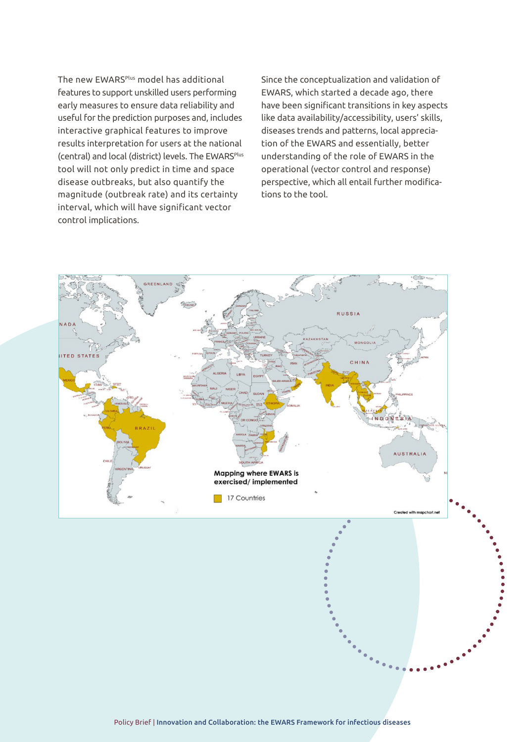The new EWARS[Plus] model has additional features to support unskilled users performing early measures to ensure data reliability and useful for the prediction purposes and, includes interactive graphical features to improve results interpretation for users at the national (central) and local (district) levels. The EWARS[Plus] tool will not only predict in time and space disease outbreaks, but also quantify the magnitude (outbreak rate) and its certainty interval, which will have significant vector control implications.

Since the conceptualization and validation of EWARS, which started a decade ago, there have been significant transitions in key aspects like data availability/accessibility, users' skills, diseases trends and patterns, local appreciation of the EWARS and essentially, better understanding of the role of EWARS in the operational (vector control and response) perspective, which all entail further modifications to the tool.

**Mapping where EWARS is exercised/ implemented**

17 Countries

Created with mapchart.net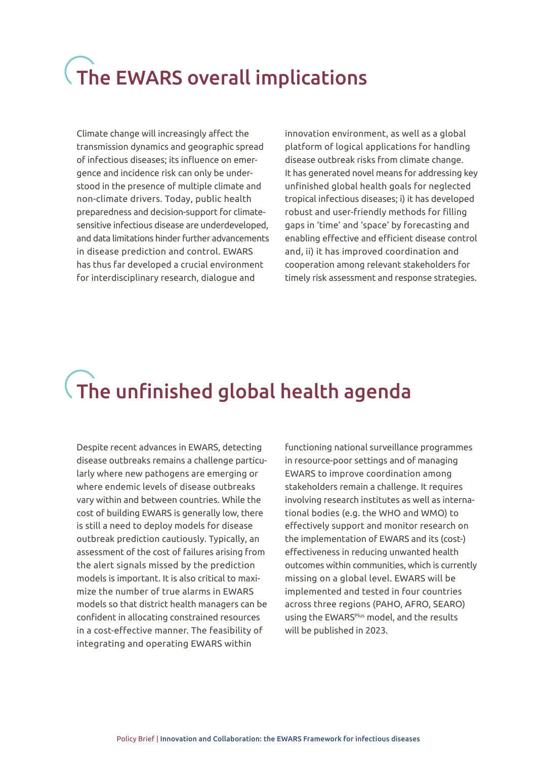# The EWARS overall implications

Climate change will increasingly affect the transmission dynamics and geographic spread of infectious diseases; its influence on emergence and incidence risk can only be understood in the presence of multiple climate and non-climate drivers. Today, public health preparedness and decision-support for climate-sensitive infectious disease are underdeveloped, and data limitations hinder further advancements in disease prediction and control. EWARS has thus far developed a crucial environment for interdisciplinary research, dialogue and innovation environment, as well as a global platform of logical applications for handling disease outbreak risks from climate change. It has generated novel means for addressing key unfinished global health goals for neglected tropical infectious diseases; i) it has developed robust and user-friendly methods for filling gaps in 'time' and 'space' by forecasting and enabling effective and efficient disease control and, ii) it has improved coordination and cooperation among relevant stakeholders for timely risk assessment and response strategies.

# The unfinished global health agenda

Despite recent advances in EWARS, detecting disease outbreaks remains a challenge particularly where new pathogens are emerging or where endemic levels of disease outbreaks vary within and between countries. While the cost of building EWARS is generally low, there is still a need to deploy models for disease outbreak prediction cautiously. Typically, an assessment of the cost of failures arising from the alert signals missed by the prediction models is important. It is also critical to maximize the number of true alarms in EWARS models so that district health managers can be confident in allocating constrained resources in a cost-effective manner. The feasibility of integrating and operating EWARS within functioning national surveillance programmes in resource-poor settings and of managing EWARS to improve coordination among stakeholders remain a challenge. It requires involving research institutes as well as international bodies (e.g. the WHO and WMO) to effectively support and monitor research on the implementation of EWARS and its (cost-) effectiveness in reducing unwanted health outcomes within communities, which is currently missing on a global level. EWARS will be implemented and tested in four countries across three regions (PAHO, AFRO, SEARO) using the EWARS[Plus] model, and the results will be published in 2023.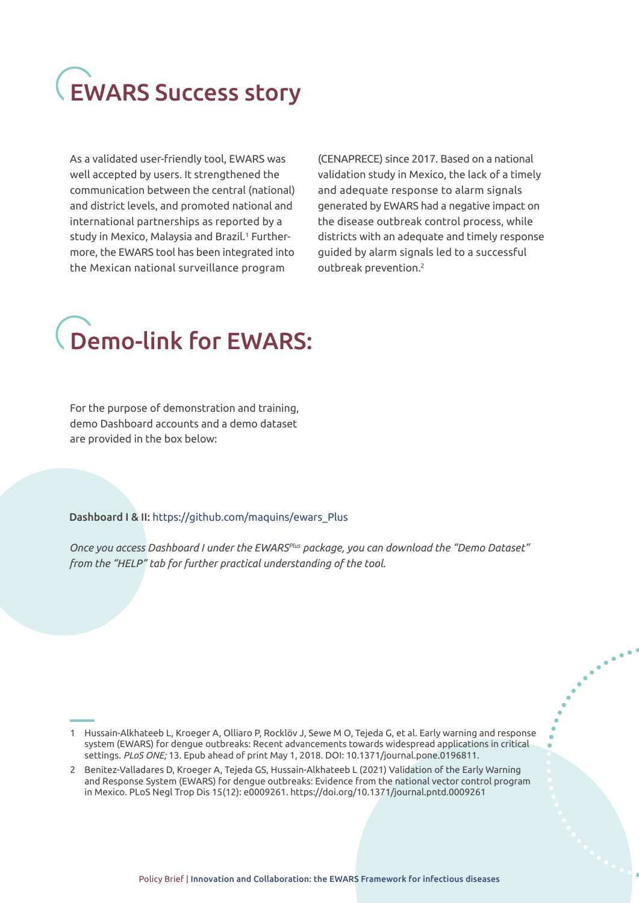# EWARS Success story

As a validated user-friendly tool, EWARS was well accepted by users. It strengthened the communication between the central (national) and district levels, and promoted national and international partnerships as reported by a study in Mexico, Malaysia and Brazil.[1] Furthermore, the EWARS tool has been integrated into the Mexican national surveillance program (CENAPRECE) since 2017. Based on a national validation study in Mexico, the lack of a timely and adequate response to alarm signals generated by EWARS had a negative impact on the disease outbreak control process, while districts with an adequate and timely response guided by alarm signals led to a successful outbreak prevention.[2]

# Demo-link for EWARS:

For the purpose of demonstration and training, demo Dashboard accounts and a demo dataset are provided in the box below:

**Dashboard I & II:** https://github.com/maquins/ewars_Plus

*Once you access Dashboard I under the EWARS^Plus package, you can download the "Demo Dataset" from the "HELP" tab for further practical understanding of the tool.*

---

1 Hussain-Alkhateeb L, Kroeger A, Olliaro P, Rocklöv J, Sewe M O, Tejeda G, et al. Early warning and response system (EWARS) for dengue outbreaks: Recent advancements towards widespread applications in critical settings. *PLoS ONE;* 13. Epub ahead of print May 1, 2018. DOI: 10.1371/journal.pone.0196811.

2 Benitez-Valladares D, Kroeger A, Tejeda GS, Hussain-Alkhateeb L (2021) Validation of the Early Warning and Response System (EWARS) for dengue outbreaks: Evidence from the national vector control program in Mexico. PLoS Negl Trop Dis 15(12): e0009261. https://doi.org/10.1371/journal.pntd.0009261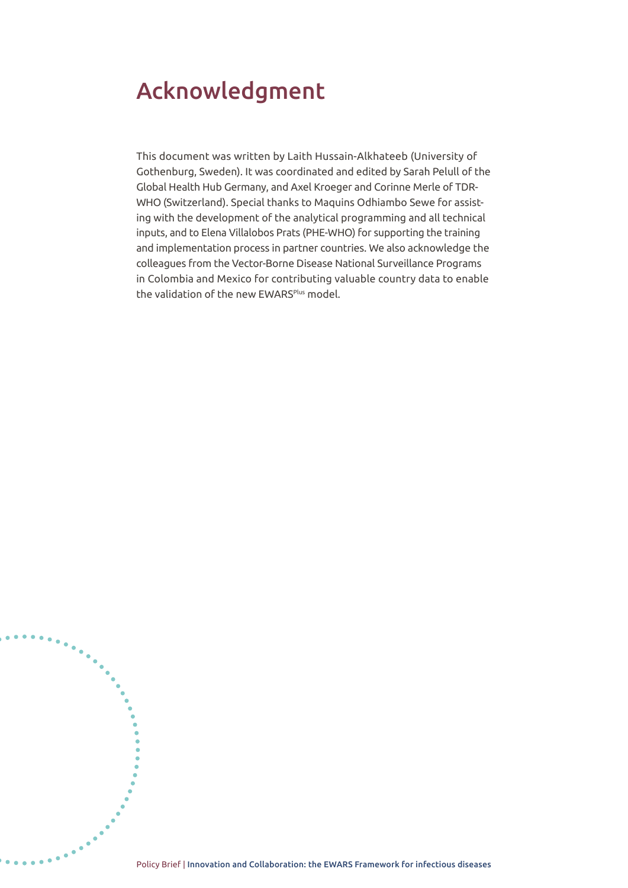# Acknowledgment

This document was written by Laith Hussain-Alkhateeb (University of Gothenburg, Sweden). It was coordinated and edited by Sarah Pelull of the Global Health Hub Germany, and Axel Kroeger and Corinne Merle of TDR-WHO (Switzerland). Special thanks to Maquins Odhiambo Sewe for assisting with the development of the analytical programming and all technical inputs, and to Elena Villalobos Prats (PHE-WHO) for supporting the training and implementation process in partner countries. We also acknowledge the colleagues from the Vector-Borne Disease National Surveillance Programs in Colombia and Mexico for contributing valuable country data to enable the validation of the new EWARS$^{Plus}$ model.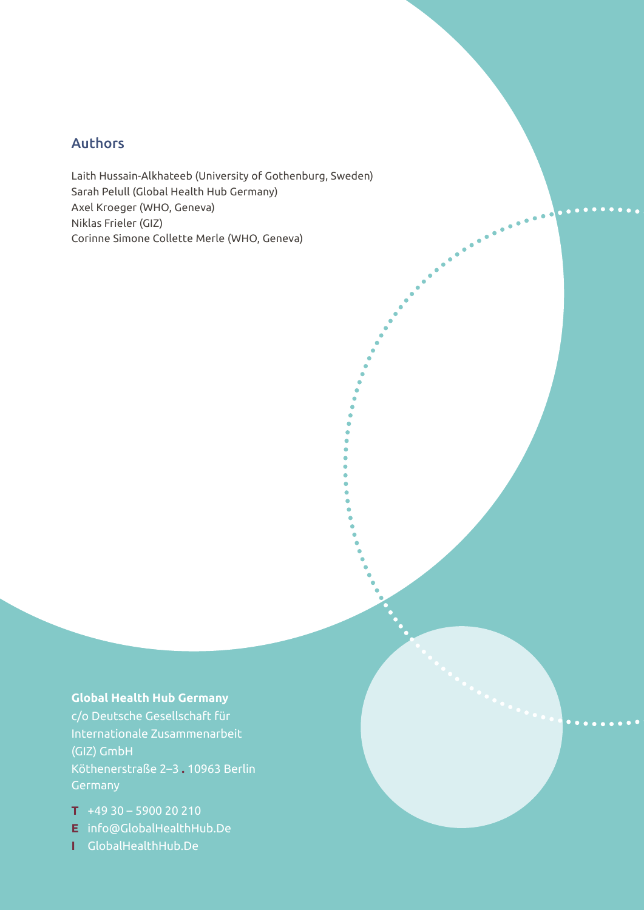## Authors

Laith Hussain-Alkhateeb (University of Gothenburg, Sweden)
Sarah Pelull (Global Health Hub Germany)
Axel Kroeger (WHO, Geneva)
Niklas Frieler (GIZ)
Corinne Simone Collette Merle (WHO, Geneva)

**Global Health Hub Germany**
c/o Deutsche Gesellschaft für
Internationale Zusammenarbeit
(GIZ) GmbH
Köthenerstraße 2–3 . 10963 Berlin
Germany

**T** +49 30 – 5900 20 210
**E** info@GlobalHealthHub.De
**I** GlobalHealthHub.De